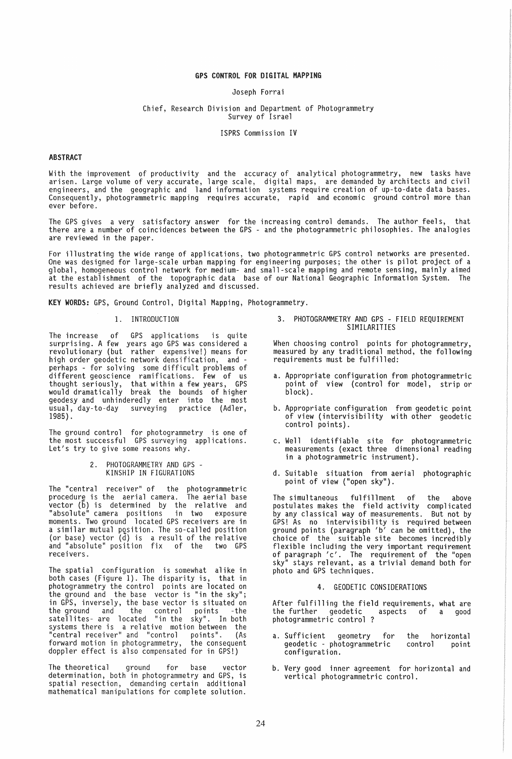# GPS CONTROL FOR DIGITAL MAPPING

Joseph Forrai

Chief, Research Division and Department of Photogrammetry
Survey of Israel

ISPRS Commission IV

## ABSTRACT

With the improvement of productivity and the accuracy of analytical photogrammetry, new tasks have arisen. Large volume of very accurate, large scale, digital maps, are demanded by architects and civil engineers, and the geographic and land information systems require creation of up-to-date data bases. Consequently, photogrammetric mapping requires accurate, rapid and economic ground control more than ever before.

The GPS gives a very satisfactory answer for the increasing control demands. The author feels, that there are a number of coincidences between the GPS - and the photogrammetric philosophies. The analogies are reviewed in the paper.

For illustrating the wide range of applications, two photogrammetric GPS control networks are presented. One was designed for large-scale urban mapping for engineering purposes; the other is pilot project of a global, homogeneous control network for medium- and small-scale mapping and remote sensing, mainly aimed at the establishment of the topographic data base of our National Geographic Information System. The results achieved are briefly analyzed and discussed.

**KEY WORDS:** GPS, Ground Control, Digital Mapping, Photogrammetry.

## 1. INTRODUCTION

The increase of GPS applications is quite surprising. A few years ago GPS was considered a revolutionary (but rather expensive!) means for high order geodetic network densification, and - perhaps - for solving some difficult problems of different geoscience ramifications. Few of us thought seriously, that within a few years, GPS would dramatically break the bounds of higher geodesy and unhinderedly enter into the most usual, day-to-day surveying practice (Adler, 1985).

The ground control for photogrammetry is one of the most successful GPS surveying applications. Let's try to give some reasons why.

## 2. PHOTOGRAMMETRY AND GPS - KINSHIP IN FIGURATIONS

The "central receiver" of the photogrammetric procedure is the aerial camera. The aerial base vector ($\bar{b}$) is determined by the relative and "absolute" camera positions in two exposure moments. Two ground located GPS receivers are in a similar mutual position. The so-called position (or base) vector ($\bar{d}$) is a result of the relative and "absolute" position fix of the two GPS receivers.

The spatial configuration is somewhat alike in both cases (Figure 1). The disparity is, that in photogrammetry the control points are located on the ground and the base vector is "in the sky"; in GPS, inversely, the base vector is situated on the ground and the control points -the satellites- are located "in the sky". In both systems there is a relative motion between the "central receiver" and "control points". (As forward motion in photogrammetry, the consequent doppler effect is also compensated for in GPS!)

The theoretical ground for base vector determination, both in photogrammetry and GPS, is spatial resection, demanding certain additional mathematical manipulations for complete solution.

## 3. PHOTOGRAMMETRY AND GPS - FIELD REQUIREMENT SIMILARITIES

When choosing control points for photogrammetry, measured by any traditional method, the following requirements must be fulfilled:

a. Appropriate configuration from photogrammetric point of view (control for model, strip or block).

b. Appropriate configuration from geodetic point of view (intervisibility with other geodetic control points).

c. Well identifiable site for photogrammetric measurements (exact three dimensional reading in a photogrammetric instrument).

d. Suitable situation from aerial photographic point of view ("open sky").

The simultaneous fulfillment of the above postulates makes the field activity complicated by any classical way of measurements. But not by GPS! As no intervisibility is required between ground points (paragraph 'b' can be omitted), the choice of the suitable site becomes incredibly flexible including the very important requirement of paragraph 'c'. The requirement of the "open sky" stays relevant, as a trivial demand both for photo and GPS techniques.

## 4. GEODETIC CONSIDERATIONS

After fulfilling the field requirements, what are the further geodetic aspects of a good photogrammetric control ?

a. Sufficient geometry for the horizontal geodetic - photogrammetric control point configuration.

b. Very good inner agreement for horizontal and vertical photogrammetric control.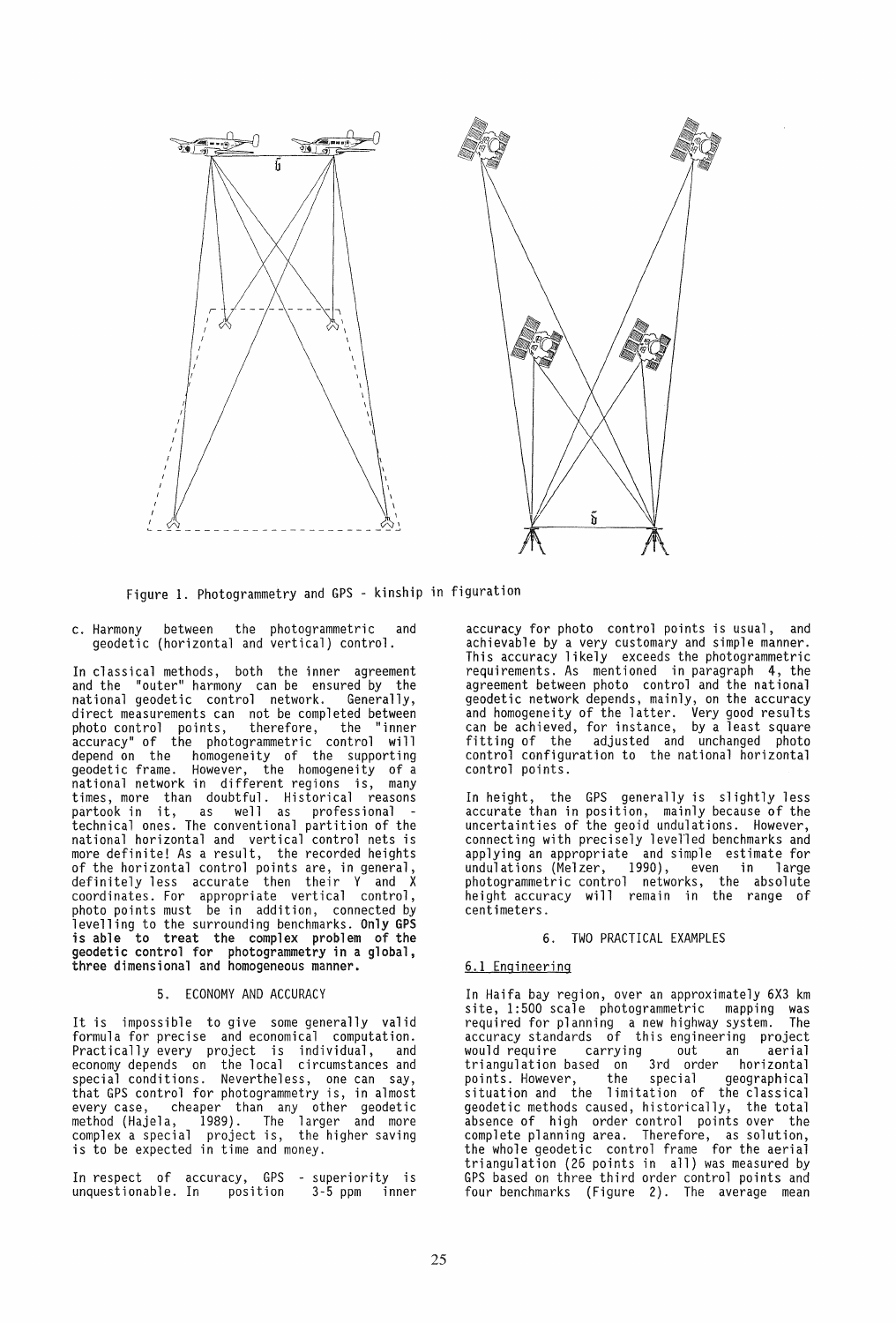Figure 1. Photogrammetry and GPS - kinship in figuration

c. Harmony between the photogrammetric and geodetic (horizontal and vertical) control.

In classical methods, both the inner agreement and the "outer" harmony can be ensured by the national geodetic control network. Generally, direct measurements can not be completed between photo control points, therefore, the "inner accuracy" of the photogrammetric control will depend on the homogeneity of the supporting geodetic frame. However, the homogeneity of a national network in different regions is, many times, more than doubtful. Historical reasons partook in it, as well as professional - technical ones. The conventional partition of the national horizontal and vertical control nets is more definite! As a result, the recorded heights of the horizontal control points are, in general, definitely less accurate then their Y and X coordinates. For appropriate vertical control, photo points must be in addition, connected by levelling to the surrounding benchmarks. **Only GPS is able to treat the complex problem of the geodetic control for photogrammetry in a global, three dimensional and homogeneous manner.**

## 5. ECONOMY AND ACCURACY

It is impossible to give some generally valid formula for precise and economical computation. Practically every project is individual, and economy depends on the local circumstances and special conditions. Nevertheless, one can say, that GPS control for photogrammetry is, in almost every case, cheaper than any other geodetic method (Hajela, 1989). The larger and more complex a special project is, the higher saving is to be expected in time and money.

In respect of accuracy, GPS - superiority is unquestionable. In position 3-5 ppm inner accuracy for photo control points is usual, and achievable by a very customary and simple manner. This accuracy likely exceeds the photogrammetric requirements. As mentioned in paragraph 4, the agreement between photo control and the national geodetic network depends, mainly, on the accuracy and homogeneity of the latter. Very good results can be achieved, for instance, by a least square fitting of the adjusted and unchanged photo control configuration to the national horizontal control points.

In height, the GPS generally is slightly less accurate than in position, mainly because of the uncertainties of the geoid undulations. However, connecting with precisely levelled benchmarks and applying an appropriate and simple estimate for undulations (Melzer, 1990), even in large photogrammetric control networks, the absolute height accuracy will remain in the range of centimeters.

## 6. TWO PRACTICAL EXAMPLES

### 6.1 Engineering

In Haifa bay region, over an approximately 6X3 km site, 1:500 scale photogrammetric mapping was required for planning a new highway system. The accuracy standards of this engineering project would require carrying out an aerial triangulation based on 3rd order horizontal points. However, the special geographical situation and the limitation of the classical geodetic methods caused, historically, the total absence of high order control points over the complete planning area. Therefore, as solution, the whole geodetic control frame for the aerial triangulation (26 points in all) was measured by GPS based on three third order control points and four benchmarks (Figure 2). The average mean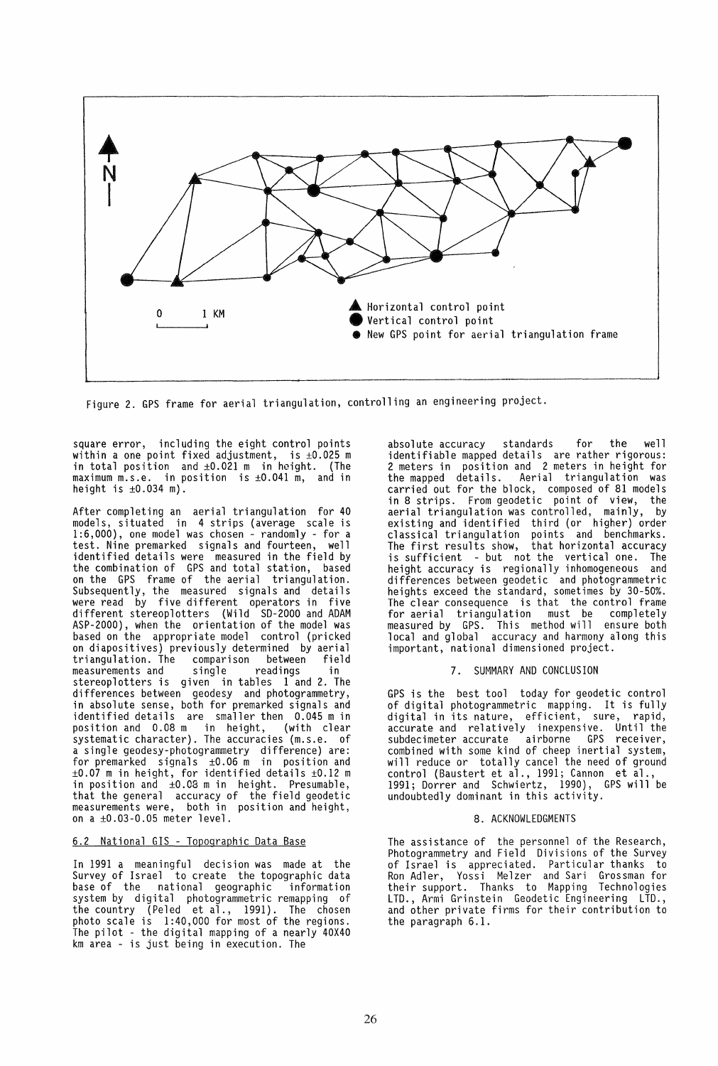Horizontal control point
Vertical control point
New GPS point for aerial triangulation frame

0 1 KM

Figure 2. GPS frame for aerial triangulation, controlling an engineering project.

square error, including the eight control points within a one point fixed adjustment, is ±0.025 m in total position and ±0.021 m in height. (The maximum m.s.e. in position is ±0.041 m, and in height is ±0.034 m).

After completing an aerial triangulation for 40 models, situated in 4 strips (average scale is 1:6,000), one model was chosen - randomly - for a test. Nine premarked signals and fourteen, well identified details were measured in the field by the combination of GPS and total station, based on the GPS frame of the aerial triangulation. Subsequently, the measured signals and details were read by five different operators in five different stereoplotters (Wild SD-2000 and ADAM ASP-2000), when the orientation of the model was based on the appropriate model control (pricked on diapositives) previously determined by aerial triangulation. The comparison between field measurements and single readings in stereoplotters is given in tables 1 and 2. The differences between geodesy and photogrammetry, in absolute sense, both for premarked signals and identified details are smaller then 0.045 m in position and 0.08 m in height, (with clear systematic character). The accuracies (m.s.e. of a single geodesy-photogrammetry difference) are: for premarked signals ±0.06 m in position and ±0.07 m in height, for identified details ±0.12 m in position and ±0.08 m in height. Presumable, that the general accuracy of the field geodetic measurements were, both in position and height, on a ±0.03-0.05 meter level.

### 6.2 National GIS - Topographic Data Base

In 1991 a meaningful decision was made at the Survey of Israel to create the topographic data base of the national geographic information system by digital photogrammetric remapping of the country (Peled et al., 1991). The chosen photo scale is 1:40,000 for most of the regions. The pilot - the digital mapping of a nearly 40X40 km area - is just being in execution. The absolute accuracy standards for the well identifiable mapped details are rather rigorous: 2 meters in position and 2 meters in height for the mapped details. Aerial triangulation was carried out for the block, composed of 81 models in 8 strips. From geodetic point of view, the aerial triangulation was controlled, mainly, by existing and identified third (or higher) order classical triangulation points and benchmarks. The first results show, that horizontal accuracy is sufficient - but not the vertical one. The height accuracy is regionally inhomogeneous and differences between geodetic and photogrammetric heights exceed the standard, sometimes by 30-50%. The clear consequence is that the control frame for aerial triangulation must be completely measured by GPS. This method will ensure both local and global accuracy and harmony along this important, national dimensioned project.

## 7. SUMMARY AND CONCLUSION

GPS is the best tool today for geodetic control of digital photogrammetric mapping. It is fully digital in its nature, efficient, sure, rapid, accurate and relatively inexpensive. Until the subdecimeter accurate airborne GPS receiver, combined with some kind of cheep inertial system, will reduce or totally cancel the need of ground control (Baustert et al., 1991; Cannon et al., 1991; Dorrer and Schwiertz, 1990), GPS will be undoubtedly dominant in this activity.

## 8. ACKNOWLEDGMENTS

The assistance of the personnel of the Research, Photogrammetry and Field Divisions of the Survey of Israel is appreciated. Particular thanks to Ron Adler, Yossi Melzer and Sari Grossman for their support. Thanks to Mapping Technologies LTD., Armi Grinstein Geodetic Engineering LTD., and other private firms for their contribution to the paragraph 6.1.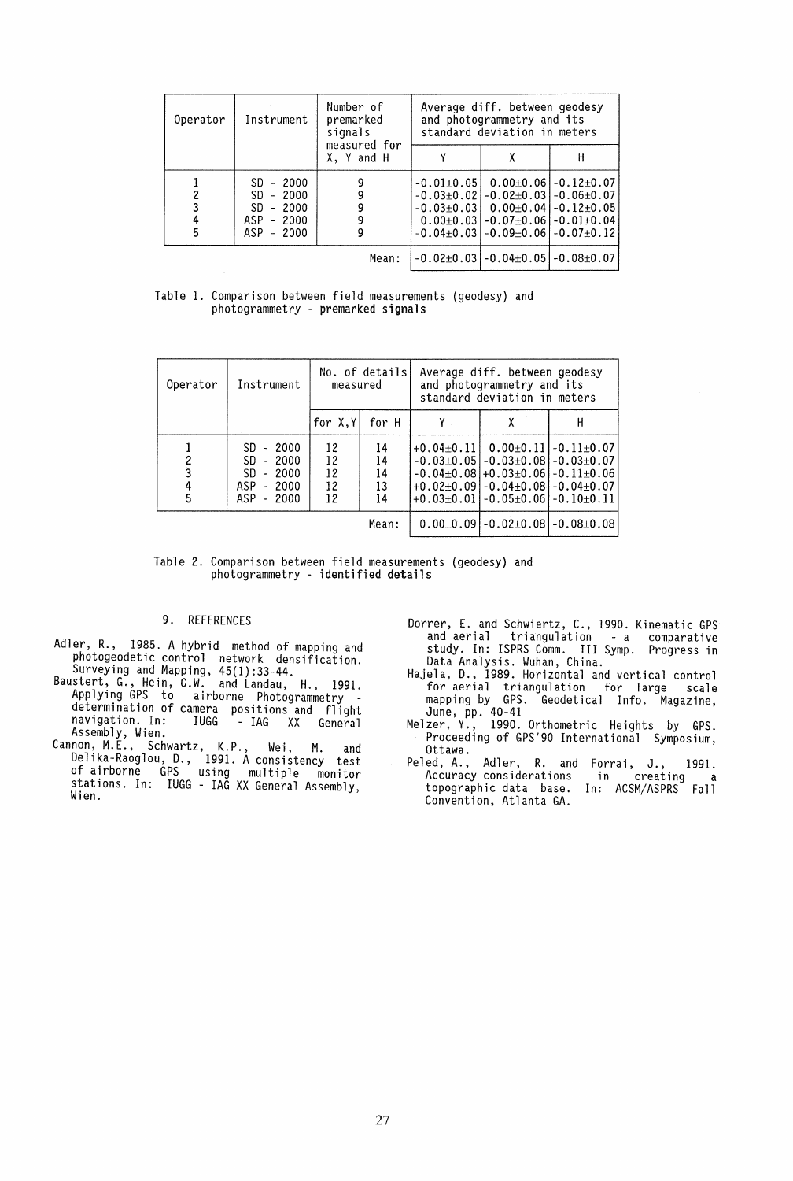| Operator | Instrument | Number of premarked signals measured for X, Y and H | Average diff. between geodesy and photogrammetry and its standard deviation in meters | | |
|---|---|---|---|---|---|
| | | | Y | X | H |
| 1 | SD - 2000 | 9 | -0.01±0.05 | 0.00±0.06 | -0.12±0.07 |
| 2 | SD - 2000 | 9 | -0.03±0.02 | -0.02±0.03 | -0.06±0.07 |
| 3 | SD - 2000 | 9 | -0.03±0.03 | 0.00±0.04 | -0.12±0.05 |
| 4 | ASP - 2000 | 9 | 0.00±0.03 | -0.07±0.06 | -0.01±0.04 |
| 5 | ASP - 2000 | 9 | -0.04±0.03 | -0.09±0.06 | -0.07±0.12 |
| | | Mean: | -0.02±0.03 | -0.04±0.05 | -0.08±0.07 |

Table 1. Comparison between field measurements (geodesy) and photogrammetry - **premarked signals**

| Operator | Instrument | No. of details measured | | Average diff. between geodesy and photogrammetry and its standard deviation in meters | | |
|---|---|---|---|---|---|---|
| | | for X,Y | for H | Y | X | H |
| 1 | SD - 2000 | 12 | 14 | +0.04±0.11 | 0.00±0.11 | -0.11±0.07 |
| 2 | SD - 2000 | 12 | 14 | -0.03±0.05 | -0.03±0.08 | -0.03±0.07 |
| 3 | SD - 2000 | 12 | 14 | -0.04±0.08 | +0.03±0.06 | -0.11±0.06 |
| 4 | ASP - 2000 | 12 | 13 | +0.02±0.09 | -0.04±0.08 | -0.04±0.07 |
| 5 | ASP - 2000 | 12 | 14 | +0.03±0.01 | -0.05±0.06 | -0.10±0.11 |
| | | | Mean: | 0.00±0.09 | -0.02±0.08 | -0.08±0.08 |

Table 2. Comparison between field measurements (geodesy) and photogrammetry - **identified details**

## 9. REFERENCES

Adler, R., 1985. A hybrid method of mapping and photogeodetic control network densification. Surveying and Mapping, 45(1):33-44.

Baustert, G., Hein, G.W. and Landau, H., 1991. Applying GPS to airborne Photogrammetry - determination of camera positions and flight navigation. In: IUGG - IAG XX General Assembly, Wien.

Cannon, M.E., Schwartz, K.P., Wei, M. and Delika-Raoglou, D., 1991. A consistency test of airborne GPS using multiple monitor stations. In: IUGG - IAG XX General Assembly, Wien.

Dorrer, E. and Schwiertz, C., 1990. Kinematic GPS and aerial triangulation - a comparative study. In: ISPRS Comm. III Symp. Progress in Data Analysis. Wuhan, China.

Hajela, D., 1989. Horizontal and vertical control for aerial triangulation for large scale mapping by GPS. Geodetical Info. Magazine, June, pp. 40-41

Melzer, Y., 1990. Orthometric Heights by GPS. Proceeding of GPS'90 International Symposium, Ottawa.

Peled, A., Adler, R. and Forrai, J., 1991. Accuracy considerations in creating a topographic data base. In: ACSM/ASPRS Fall Convention, Atlanta GA.